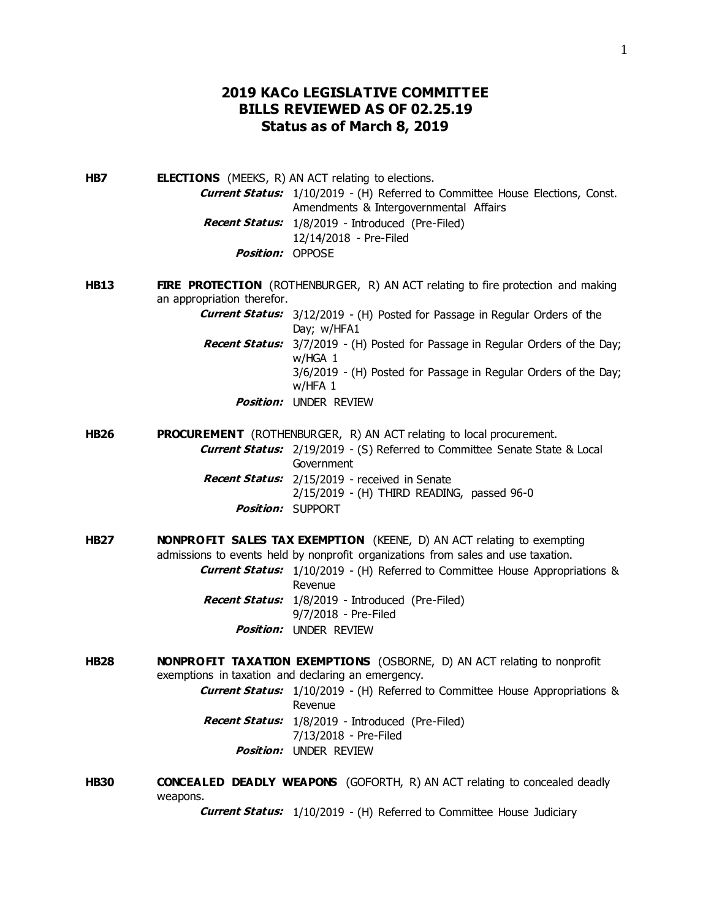# 2019 KACo LEGISLATIVE COMMITTEE
# BILLS REVIEWED AS OF 02.25.19
# Status as of March 8, 2019

**HB7** **ELECTIONS** (MEEKS, R) AN ACT relating to elections.

***Current Status:*** 1/10/2019 - (H) Referred to Committee House Elections, Const. Amendments & Intergovernmental Affairs

***Recent Status:*** 1/8/2019 - Introduced (Pre-Filed)
12/14/2018 - Pre-Filed

***Position:*** OPPOSE

**HB13** **FIRE PROTECTION** (ROTHENBURGER, R) AN ACT relating to fire protection and making an appropriation therefor.

***Current Status:*** 3/12/2019 - (H) Posted for Passage in Regular Orders of the Day; w/HFA1

***Recent Status:*** 3/7/2019 - (H) Posted for Passage in Regular Orders of the Day; w/HGA 1
3/6/2019 - (H) Posted for Passage in Regular Orders of the Day; w/HFA 1

***Position:*** UNDER REVIEW

**HB26** **PROCUREMENT** (ROTHENBURGER, R) AN ACT relating to local procurement.

***Current Status:*** 2/19/2019 - (S) Referred to Committee Senate State & Local Government

***Recent Status:*** 2/15/2019 - received in Senate
2/15/2019 - (H) THIRD READING, passed 96-0

***Position:*** SUPPORT

**HB27** **NONPROFIT SALES TAX EXEMPTION** (KEENE, D) AN ACT relating to exempting admissions to events held by nonprofit organizations from sales and use taxation.

***Current Status:*** 1/10/2019 - (H) Referred to Committee House Appropriations & Revenue

***Recent Status:*** 1/8/2019 - Introduced (Pre-Filed)
9/7/2018 - Pre-Filed

***Position:*** UNDER REVIEW

**HB28** **NONPROFIT TAXATION EXEMPTIONS** (OSBORNE, D) AN ACT relating to nonprofit exemptions in taxation and declaring an emergency.

***Current Status:*** 1/10/2019 - (H) Referred to Committee House Appropriations & Revenue

***Recent Status:*** 1/8/2019 - Introduced (Pre-Filed)
7/13/2018 - Pre-Filed

***Position:*** UNDER REVIEW

**HB30** **CONCEALED DEADLY WEAPONS** (GOFORTH, R) AN ACT relating to concealed deadly weapons.

***Current Status:*** 1/10/2019 - (H) Referred to Committee House Judiciary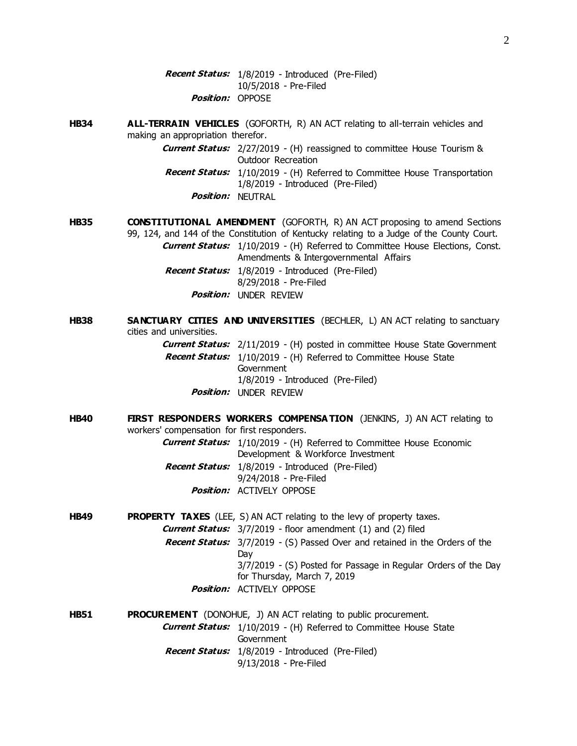***Recent Status:*** 1/8/2019 - Introduced (Pre-Filed)
10/5/2018 - Pre-Filed

***Position:*** OPPOSE

**HB34** **ALL-TERRAIN VEHICLES** (GOFORTH, R) AN ACT relating to all-terrain vehicles and making an appropriation therefor.

***Current Status:*** 2/27/2019 - (H) reassigned to committee House Tourism & Outdoor Recreation

***Recent Status:*** 1/10/2019 - (H) Referred to Committee House Transportation
1/8/2019 - Introduced (Pre-Filed)

***Position:*** NEUTRAL

**HB35** **CONSTITUTIONAL AMENDMENT** (GOFORTH, R) AN ACT proposing to amend Sections 99, 124, and 144 of the Constitution of Kentucky relating to a Judge of the County Court.

***Current Status:*** 1/10/2019 - (H) Referred to Committee House Elections, Const. Amendments & Intergovernmental Affairs

***Recent Status:*** 1/8/2019 - Introduced (Pre-Filed)
8/29/2018 - Pre-Filed

***Position:*** UNDER REVIEW

**HB38** **SANCTUARY CITIES AND UNIVERSITIES** (BECHLER, L) AN ACT relating to sanctuary cities and universities.

***Current Status:*** 2/11/2019 - (H) posted in committee House State Government

***Recent Status:*** 1/10/2019 - (H) Referred to Committee House State Government
1/8/2019 - Introduced (Pre-Filed)

***Position:*** UNDER REVIEW

**HB40** **FIRST RESPONDERS WORKERS COMPENSATION** (JENKINS, J) AN ACT relating to workers' compensation for first responders.

***Current Status:*** 1/10/2019 - (H) Referred to Committee House Economic Development & Workforce Investment

***Recent Status:*** 1/8/2019 - Introduced (Pre-Filed)
9/24/2018 - Pre-Filed

***Position:*** ACTIVELY OPPOSE

**HB49** **PROPERTY TAXES** (LEE, S) AN ACT relating to the levy of property taxes.

***Current Status:*** 3/7/2019 - floor amendment (1) and (2) filed

***Recent Status:*** 3/7/2019 - (S) Passed Over and retained in the Orders of the Day
3/7/2019 - (S) Posted for Passage in Regular Orders of the Day for Thursday, March 7, 2019

***Position:*** ACTIVELY OPPOSE

**HB51** **PROCUREMENT** (DONOHUE, J) AN ACT relating to public procurement.

***Current Status:*** 1/10/2019 - (H) Referred to Committee House State Government

***Recent Status:*** 1/8/2019 - Introduced (Pre-Filed)
9/13/2018 - Pre-Filed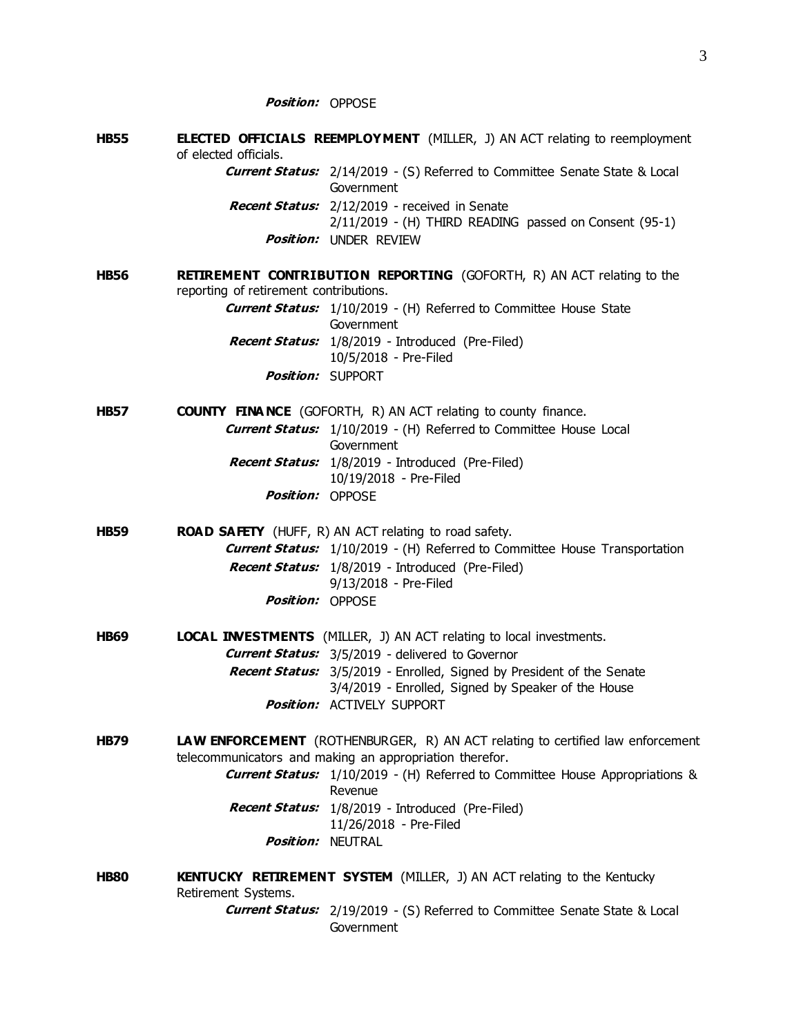***Position:*** OPPOSE

**HB55** **ELECTED OFFICIALS REEMPLOYMENT** (MILLER, J) AN ACT relating to reemployment of elected officials.

***Current Status:*** 2/14/2019 - (S) Referred to Committee Senate State & Local Government

***Recent Status:*** 2/12/2019 - received in Senate
2/11/2019 - (H) THIRD READING passed on Consent (95-1)

***Position:*** UNDER REVIEW

**HB56** **RETIREMENT CONTRIBUTION REPORTING** (GOFORTH, R) AN ACT relating to the reporting of retirement contributions.

***Current Status:*** 1/10/2019 - (H) Referred to Committee House State Government

***Recent Status:*** 1/8/2019 - Introduced (Pre-Filed)
10/5/2018 - Pre-Filed

***Position:*** SUPPORT

**HB57** **COUNTY FINANCE** (GOFORTH, R) AN ACT relating to county finance.

***Current Status:*** 1/10/2019 - (H) Referred to Committee House Local Government

***Recent Status:*** 1/8/2019 - Introduced (Pre-Filed)
10/19/2018 - Pre-Filed

***Position:*** OPPOSE

**HB59** **ROAD SAFETY** (HUFF, R) AN ACT relating to road safety.

***Current Status:*** 1/10/2019 - (H) Referred to Committee House Transportation

***Recent Status:*** 1/8/2019 - Introduced (Pre-Filed)
9/13/2018 - Pre-Filed

***Position:*** OPPOSE

**HB69** **LOCAL INVESTMENTS** (MILLER, J) AN ACT relating to local investments.

***Current Status:*** 3/5/2019 - delivered to Governor

***Recent Status:*** 3/5/2019 - Enrolled, Signed by President of the Senate
3/4/2019 - Enrolled, Signed by Speaker of the House

***Position:*** ACTIVELY SUPPORT

**HB79** **LAW ENFORCEMENT** (ROTHENBURGER, R) AN ACT relating to certified law enforcement telecommunicators and making an appropriation therefor.

***Current Status:*** 1/10/2019 - (H) Referred to Committee House Appropriations & Revenue

***Recent Status:*** 1/8/2019 - Introduced (Pre-Filed)
11/26/2018 - Pre-Filed

***Position:*** NEUTRAL

**HB80** **KENTUCKY RETIREMENT SYSTEM** (MILLER, J) AN ACT relating to the Kentucky Retirement Systems.

***Current Status:*** 2/19/2019 - (S) Referred to Committee Senate State & Local Government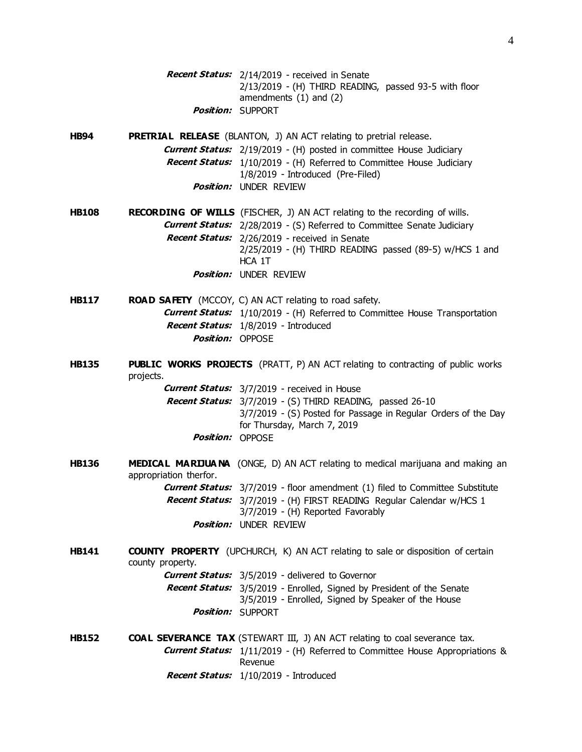***Recent Status:*** 2/14/2019 - received in Senate
2/13/2019 - (H) THIRD READING, passed 93-5 with floor amendments (1) and (2)
***Position:*** SUPPORT

**HB94** **PRETRIAL RELEASE** (BLANTON, J) AN ACT relating to pretrial release.
***Current Status:*** 2/19/2019 - (H) posted in committee House Judiciary
***Recent Status:*** 1/10/2019 - (H) Referred to Committee House Judiciary
1/8/2019 - Introduced (Pre-Filed)
***Position:*** UNDER REVIEW

**HB108** **RECORDING OF WILLS** (FISCHER, J) AN ACT relating to the recording of wills.
***Current Status:*** 2/28/2019 - (S) Referred to Committee Senate Judiciary
***Recent Status:*** 2/26/2019 - received in Senate
2/25/2019 - (H) THIRD READING passed (89-5) w/HCS 1 and HCA 1T
***Position:*** UNDER REVIEW

**HB117** **ROAD SAFETY** (MCCOY, C) AN ACT relating to road safety.
***Current Status:*** 1/10/2019 - (H) Referred to Committee House Transportation
***Recent Status:*** 1/8/2019 - Introduced
***Position:*** OPPOSE

**HB135** **PUBLIC WORKS PROJECTS** (PRATT, P) AN ACT relating to contracting of public works projects.
***Current Status:*** 3/7/2019 - received in House
***Recent Status:*** 3/7/2019 - (S) THIRD READING, passed 26-10
3/7/2019 - (S) Posted for Passage in Regular Orders of the Day for Thursday, March 7, 2019
***Position:*** OPPOSE

**HB136** **MEDICAL MARIJUANA** (ONGE, D) AN ACT relating to medical marijuana and making an appropriation therfor.
***Current Status:*** 3/7/2019 - floor amendment (1) filed to Committee Substitute
***Recent Status:*** 3/7/2019 - (H) FIRST READING Regular Calendar w/HCS 1
3/7/2019 - (H) Reported Favorably
***Position:*** UNDER REVIEW

**HB141** **COUNTY PROPERTY** (UPCHURCH, K) AN ACT relating to sale or disposition of certain county property.
***Current Status:*** 3/5/2019 - delivered to Governor
***Recent Status:*** 3/5/2019 - Enrolled, Signed by President of the Senate
3/5/2019 - Enrolled, Signed by Speaker of the House
***Position:*** SUPPORT

**HB152** **COAL SEVERANCE TAX** (STEWART III, J) AN ACT relating to coal severance tax.
***Current Status:*** 1/11/2019 - (H) Referred to Committee House Appropriations & Revenue
***Recent Status:*** 1/10/2019 - Introduced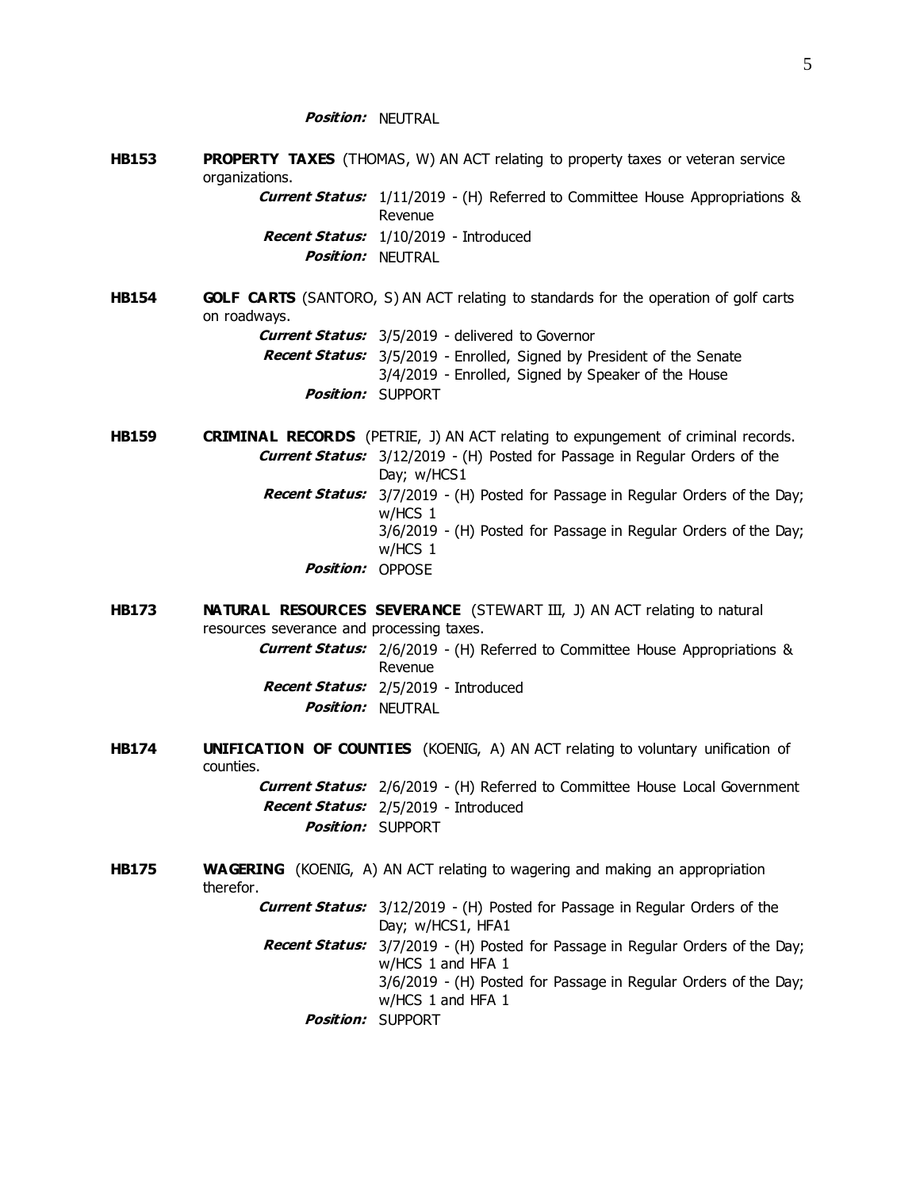***Position:*** NEUTRAL

**HB153** **PROPERTY TAXES** (THOMAS, W) AN ACT relating to property taxes or veteran service organizations.

***Current Status:*** 1/11/2019 - (H) Referred to Committee House Appropriations & Revenue

***Recent Status:*** 1/10/2019 - Introduced

***Position:*** NEUTRAL

**HB154** **GOLF CARTS** (SANTORO, S) AN ACT relating to standards for the operation of golf carts on roadways.

***Current Status:*** 3/5/2019 - delivered to Governor

***Recent Status:*** 3/5/2019 - Enrolled, Signed by President of the Senate
3/4/2019 - Enrolled, Signed by Speaker of the House

***Position:*** SUPPORT

**HB159** **CRIMINAL RECORDS** (PETRIE, J) AN ACT relating to expungement of criminal records.

***Current Status:*** 3/12/2019 - (H) Posted for Passage in Regular Orders of the Day; w/HCS1

***Recent Status:*** 3/7/2019 - (H) Posted for Passage in Regular Orders of the Day; w/HCS 1
3/6/2019 - (H) Posted for Passage in Regular Orders of the Day; w/HCS 1

***Position:*** OPPOSE

**HB173** **NATURAL RESOURCES SEVERANCE** (STEWART III, J) AN ACT relating to natural resources severance and processing taxes.

***Current Status:*** 2/6/2019 - (H) Referred to Committee House Appropriations & Revenue

***Recent Status:*** 2/5/2019 - Introduced

***Position:*** NEUTRAL

**HB174** **UNIFICATION OF COUNTIES** (KOENIG, A) AN ACT relating to voluntary unification of counties.

***Current Status:*** 2/6/2019 - (H) Referred to Committee House Local Government

***Recent Status:*** 2/5/2019 - Introduced

***Position:*** SUPPORT

**HB175** **WAGERING** (KOENIG, A) AN ACT relating to wagering and making an appropriation therefor.

***Current Status:*** 3/12/2019 - (H) Posted for Passage in Regular Orders of the Day; w/HCS1, HFA1

***Recent Status:*** 3/7/2019 - (H) Posted for Passage in Regular Orders of the Day; w/HCS 1 and HFA 1
3/6/2019 - (H) Posted for Passage in Regular Orders of the Day; w/HCS 1 and HFA 1

***Position:*** SUPPORT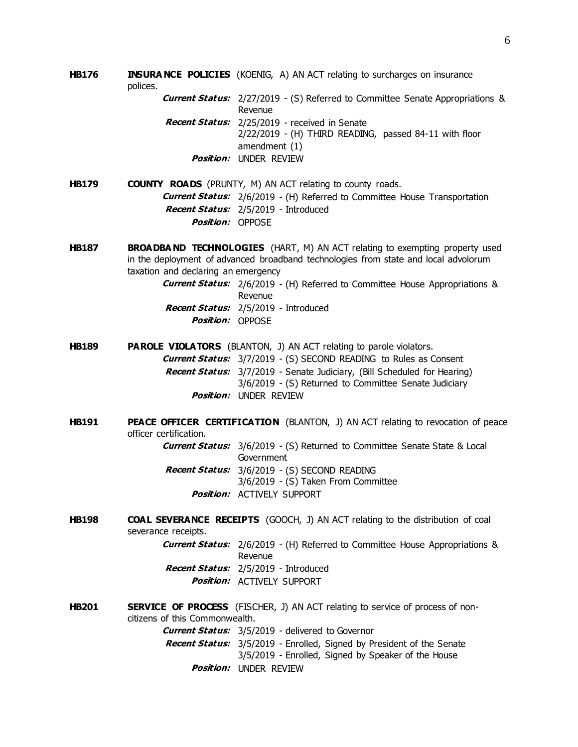**HB176** **INSURANCE POLICIES** (KOENIG, A) AN ACT relating to surcharges on insurance polices.

***Current Status:*** 2/27/2019 - (S) Referred to Committee Senate Appropriations & Revenue

***Recent Status:*** 2/25/2019 - received in Senate
2/22/2019 - (H) THIRD READING, passed 84-11 with floor amendment (1)

***Position:*** UNDER REVIEW

**HB179** **COUNTY ROADS** (PRUNTY, M) AN ACT relating to county roads.

***Current Status:*** 2/6/2019 - (H) Referred to Committee House Transportation

***Recent Status:*** 2/5/2019 - Introduced

***Position:*** OPPOSE

**HB187** **BROADBAND TECHNOLOGIES** (HART, M) AN ACT relating to exempting property used in the deployment of advanced broadband technologies from state and local advolorum taxation and declaring an emergency

***Current Status:*** 2/6/2019 - (H) Referred to Committee House Appropriations & Revenue

***Recent Status:*** 2/5/2019 - Introduced

***Position:*** OPPOSE

**HB189** **PAROLE VIOLATORS** (BLANTON, J) AN ACT relating to parole violators.

***Current Status:*** 3/7/2019 - (S) SECOND READING to Rules as Consent

***Recent Status:*** 3/7/2019 - Senate Judiciary, (Bill Scheduled for Hearing)
3/6/2019 - (S) Returned to Committee Senate Judiciary

***Position:*** UNDER REVIEW

**HB191** **PEACE OFFICER CERTIFICATION** (BLANTON, J) AN ACT relating to revocation of peace officer certification.

***Current Status:*** 3/6/2019 - (S) Returned to Committee Senate State & Local Government

***Recent Status:*** 3/6/2019 - (S) SECOND READING
3/6/2019 - (S) Taken From Committee

***Position:*** ACTIVELY SUPPORT

**HB198** **COAL SEVERANCE RECEIPTS** (GOOCH, J) AN ACT relating to the distribution of coal severance receipts.

***Current Status:*** 2/6/2019 - (H) Referred to Committee House Appropriations & Revenue

***Recent Status:*** 2/5/2019 - Introduced

***Position:*** ACTIVELY SUPPORT

**HB201** **SERVICE OF PROCESS** (FISCHER, J) AN ACT relating to service of process of non-citizens of this Commonwealth.

***Current Status:*** 3/5/2019 - delivered to Governor

***Recent Status:*** 3/5/2019 - Enrolled, Signed by President of the Senate
3/5/2019 - Enrolled, Signed by Speaker of the House

***Position:*** UNDER REVIEW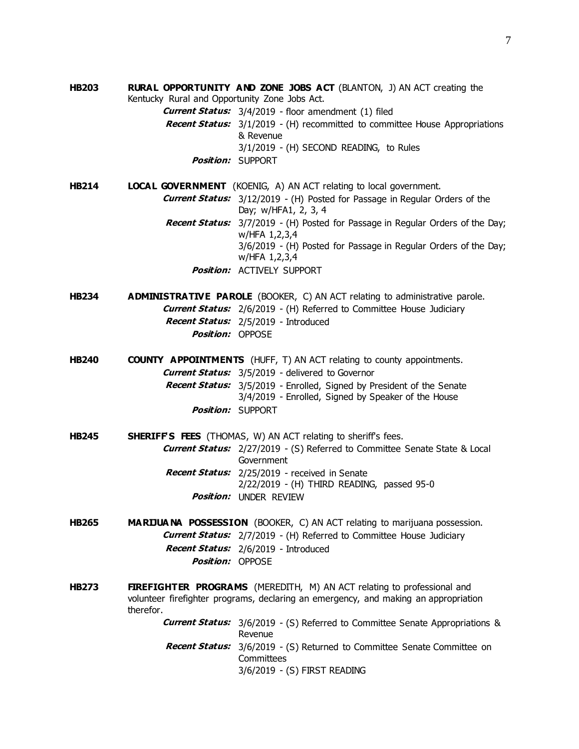**HB203** **RURAL OPPORTUNITY AND ZONE JOBS ACT** (BLANTON, J) AN ACT creating the Kentucky Rural and Opportunity Zone Jobs Act.

*Current Status:* 3/4/2019 - floor amendment (1) filed

*Recent Status:* 3/1/2019 - (H) recommitted to committee House Appropriations & Revenue
3/1/2019 - (H) SECOND READING, to Rules

*Position:* SUPPORT

**HB214** **LOCAL GOVERNMENT** (KOENIG, A) AN ACT relating to local government.

*Current Status:* 3/12/2019 - (H) Posted for Passage in Regular Orders of the Day; w/HFA1, 2, 3, 4

*Recent Status:* 3/7/2019 - (H) Posted for Passage in Regular Orders of the Day; w/HFA 1,2,3,4
3/6/2019 - (H) Posted for Passage in Regular Orders of the Day; w/HFA 1,2,3,4

*Position:* ACTIVELY SUPPORT

**HB234** **ADMINISTRATIVE PAROLE** (BOOKER, C) AN ACT relating to administrative parole.

*Current Status:* 2/6/2019 - (H) Referred to Committee House Judiciary

*Recent Status:* 2/5/2019 - Introduced

*Position:* OPPOSE

**HB240** **COUNTY APPOINTMENTS** (HUFF, T) AN ACT relating to county appointments.

*Current Status:* 3/5/2019 - delivered to Governor

*Recent Status:* 3/5/2019 - Enrolled, Signed by President of the Senate
3/4/2019 - Enrolled, Signed by Speaker of the House

*Position:* SUPPORT

**HB245** **SHERIFF'S FEES** (THOMAS, W) AN ACT relating to sheriff's fees.

*Current Status:* 2/27/2019 - (S) Referred to Committee Senate State & Local Government

*Recent Status:* 2/25/2019 - received in Senate
2/22/2019 - (H) THIRD READING, passed 95-0

*Position:* UNDER REVIEW

**HB265** **MARIJUANA POSSESSION** (BOOKER, C) AN ACT relating to marijuana possession.

*Current Status:* 2/7/2019 - (H) Referred to Committee House Judiciary

*Recent Status:* 2/6/2019 - Introduced

*Position:* OPPOSE

**HB273** **FIREFIGHTER PROGRAMS** (MEREDITH, M) AN ACT relating to professional and volunteer firefighter programs, declaring an emergency, and making an appropriation therefor.

*Current Status:* 3/6/2019 - (S) Referred to Committee Senate Appropriations & Revenue

*Recent Status:* 3/6/2019 - (S) Returned to Committee Senate Committee on Committees
3/6/2019 - (S) FIRST READING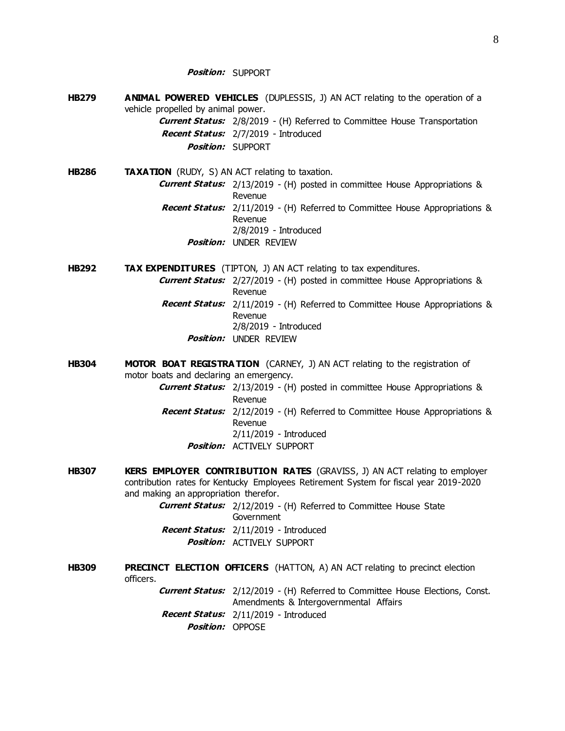***Position:*** SUPPORT

**HB279** **ANIMAL POWERED VEHICLES** (DUPLESSIS, J) AN ACT relating to the operation of a vehicle propelled by animal power.

***Current Status:*** 2/8/2019 - (H) Referred to Committee House Transportation
***Recent Status:*** 2/7/2019 - Introduced
***Position:*** SUPPORT

**HB286** **TAXATION** (RUDY, S) AN ACT relating to taxation.

***Current Status:*** 2/13/2019 - (H) posted in committee House Appropriations & Revenue
***Recent Status:*** 2/11/2019 - (H) Referred to Committee House Appropriations & Revenue
2/8/2019 - Introduced
***Position:*** UNDER REVIEW

**HB292** **TAX EXPENDITURES** (TIPTON, J) AN ACT relating to tax expenditures.

***Current Status:*** 2/27/2019 - (H) posted in committee House Appropriations & Revenue
***Recent Status:*** 2/11/2019 - (H) Referred to Committee House Appropriations & Revenue
2/8/2019 - Introduced
***Position:*** UNDER REVIEW

**HB304** **MOTOR BOAT REGISTRATION** (CARNEY, J) AN ACT relating to the registration of motor boats and declaring an emergency.

***Current Status:*** 2/13/2019 - (H) posted in committee House Appropriations & Revenue
***Recent Status:*** 2/12/2019 - (H) Referred to Committee House Appropriations & Revenue
2/11/2019 - Introduced
***Position:*** ACTIVELY SUPPORT

**HB307** **KERS EMPLOYER CONTRIBUTION RATES** (GRAVISS, J) AN ACT relating to employer contribution rates for Kentucky Employees Retirement System for fiscal year 2019-2020 and making an appropriation therefor.

***Current Status:*** 2/12/2019 - (H) Referred to Committee House State Government
***Recent Status:*** 2/11/2019 - Introduced
***Position:*** ACTIVELY SUPPORT

**HB309** **PRECINCT ELECTION OFFICERS** (HATTON, A) AN ACT relating to precinct election officers.

***Current Status:*** 2/12/2019 - (H) Referred to Committee House Elections, Const. Amendments & Intergovernmental Affairs
***Recent Status:*** 2/11/2019 - Introduced
***Position:*** OPPOSE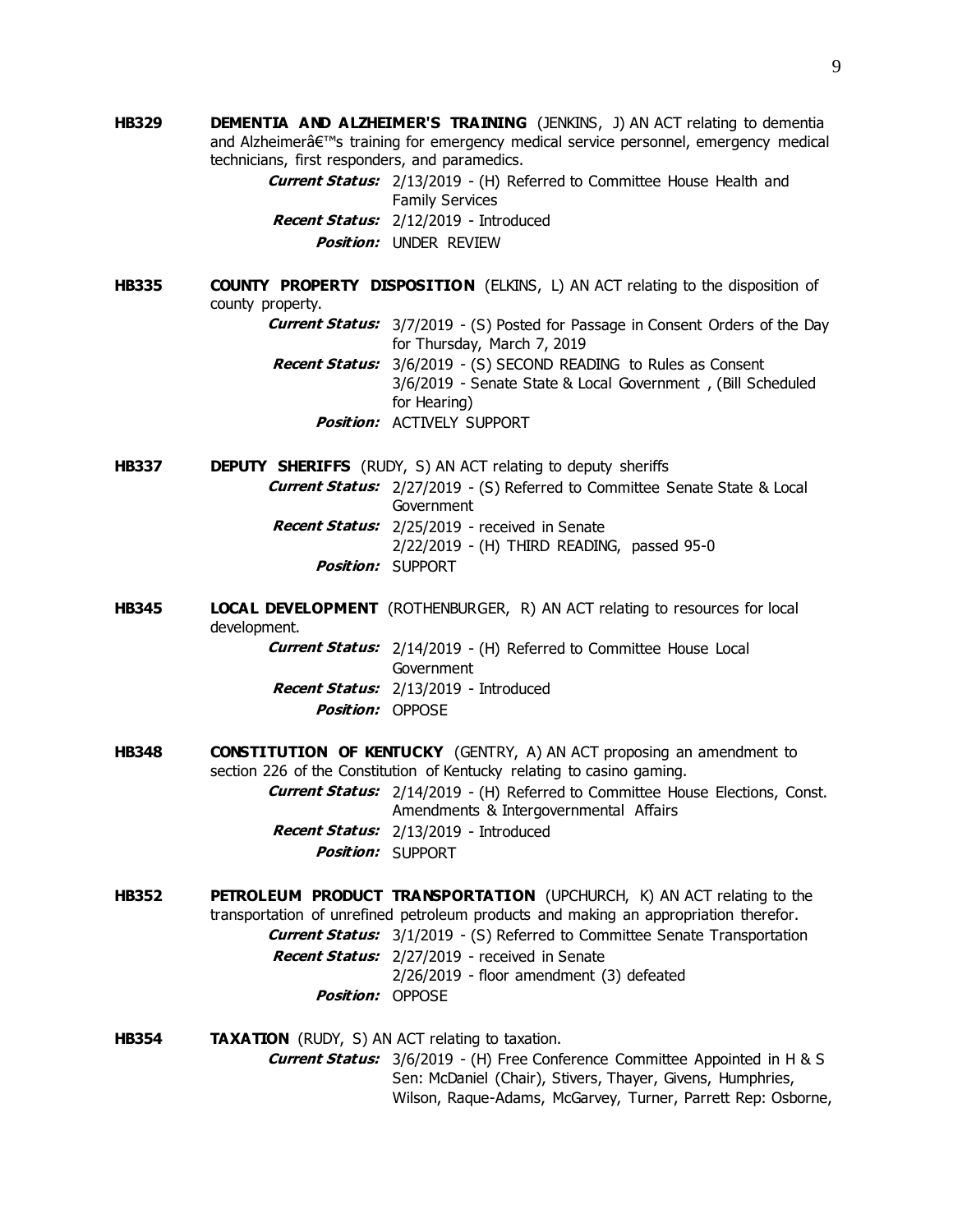**HB329** **DEMENTIA AND ALZHEIMER'S TRAINING** (JENKINS, J) AN ACT relating to dementia and Alzheimerâ€™s training for emergency medical service personnel, emergency medical technicians, first responders, and paramedics.

***Current Status:*** 2/13/2019 - (H) Referred to Committee House Health and Family Services

***Recent Status:*** 2/12/2019 - Introduced

***Position:*** UNDER REVIEW

**HB335** **COUNTY PROPERTY DISPOSITION** (ELKINS, L) AN ACT relating to the disposition of county property.

***Current Status:*** 3/7/2019 - (S) Posted for Passage in Consent Orders of the Day for Thursday, March 7, 2019

***Recent Status:*** 3/6/2019 - (S) SECOND READING to Rules as Consent
3/6/2019 - Senate State & Local Government , (Bill Scheduled for Hearing)

***Position:*** ACTIVELY SUPPORT

**HB337** **DEPUTY SHERIFFS** (RUDY, S) AN ACT relating to deputy sheriffs

***Current Status:*** 2/27/2019 - (S) Referred to Committee Senate State & Local Government

***Recent Status:*** 2/25/2019 - received in Senate
2/22/2019 - (H) THIRD READING, passed 95-0

***Position:*** SUPPORT

**HB345** **LOCAL DEVELOPMENT** (ROTHENBURGER, R) AN ACT relating to resources for local development.

***Current Status:*** 2/14/2019 - (H) Referred to Committee House Local Government

***Recent Status:*** 2/13/2019 - Introduced

***Position:*** OPPOSE

**HB348** **CONSTITUTION OF KENTUCKY** (GENTRY, A) AN ACT proposing an amendment to section 226 of the Constitution of Kentucky relating to casino gaming.

***Current Status:*** 2/14/2019 - (H) Referred to Committee House Elections, Const. Amendments & Intergovernmental Affairs

***Recent Status:*** 2/13/2019 - Introduced

***Position:*** SUPPORT

**HB352** **PETROLEUM PRODUCT TRANSPORTATION** (UPCHURCH, K) AN ACT relating to the transportation of unrefined petroleum products and making an appropriation therefor.

***Current Status:*** 3/1/2019 - (S) Referred to Committee Senate Transportation

***Recent Status:*** 2/27/2019 - received in Senate
2/26/2019 - floor amendment (3) defeated

***Position:*** OPPOSE

**HB354** **TAXATION** (RUDY, S) AN ACT relating to taxation.

***Current Status:*** 3/6/2019 - (H) Free Conference Committee Appointed in H & S Sen: McDaniel (Chair), Stivers, Thayer, Givens, Humphries, Wilson, Raque-Adams, McGarvey, Turner, Parrett Rep: Osborne,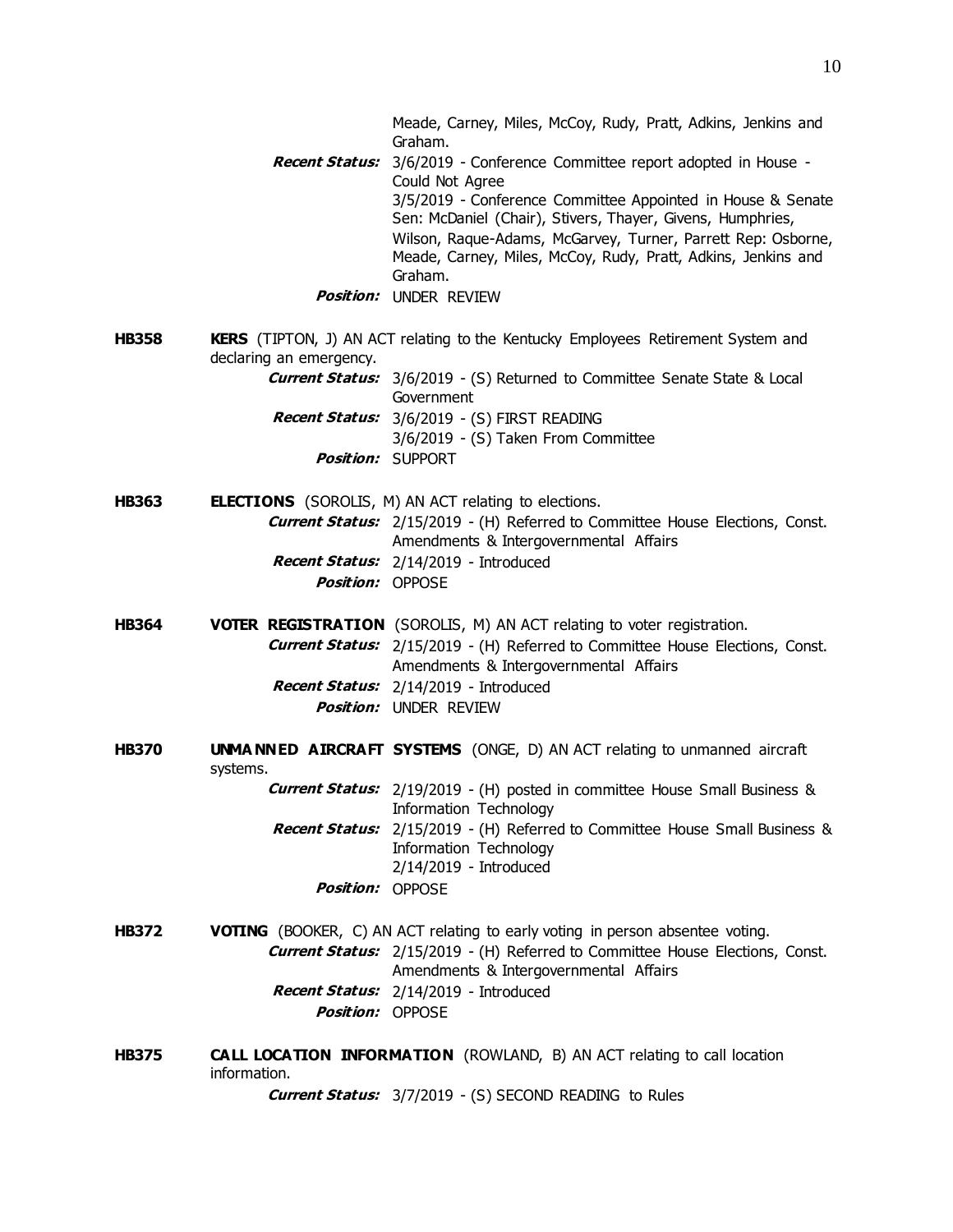Meade, Carney, Miles, McCoy, Rudy, Pratt, Adkins, Jenkins and Graham.

***Recent Status:*** 3/6/2019 - Conference Committee report adopted in House - Could Not Agree
3/5/2019 - Conference Committee Appointed in House & Senate Sen: McDaniel (Chair), Stivers, Thayer, Givens, Humphries, Wilson, Raque-Adams, McGarvey, Turner, Parrett Rep: Osborne, Meade, Carney, Miles, McCoy, Rudy, Pratt, Adkins, Jenkins and Graham.

***Position:*** UNDER REVIEW

**HB358** **KERS** (TIPTON, J) AN ACT relating to the Kentucky Employees Retirement System and declaring an emergency.

***Current Status:*** 3/6/2019 - (S) Returned to Committee Senate State & Local Government

***Recent Status:*** 3/6/2019 - (S) FIRST READING
3/6/2019 - (S) Taken From Committee

***Position:*** SUPPORT

**HB363** **ELECTIONS** (SOROLIS, M) AN ACT relating to elections.

***Current Status:*** 2/15/2019 - (H) Referred to Committee House Elections, Const. Amendments & Intergovernmental Affairs

***Recent Status:*** 2/14/2019 - Introduced

***Position:*** OPPOSE

**HB364** **VOTER REGISTRATION** (SOROLIS, M) AN ACT relating to voter registration.

***Current Status:*** 2/15/2019 - (H) Referred to Committee House Elections, Const. Amendments & Intergovernmental Affairs

***Recent Status:*** 2/14/2019 - Introduced

***Position:*** UNDER REVIEW

**HB370** **UNMANNED AIRCRAFT SYSTEMS** (ONGE, D) AN ACT relating to unmanned aircraft systems.

***Current Status:*** 2/19/2019 - (H) posted in committee House Small Business & Information Technology

***Recent Status:*** 2/15/2019 - (H) Referred to Committee House Small Business & Information Technology
2/14/2019 - Introduced

***Position:*** OPPOSE

**HB372** **VOTING** (BOOKER, C) AN ACT relating to early voting in person absentee voting.

***Current Status:*** 2/15/2019 - (H) Referred to Committee House Elections, Const. Amendments & Intergovernmental Affairs

***Recent Status:*** 2/14/2019 - Introduced

***Position:*** OPPOSE

**HB375** **CALL LOCATION INFORMATION** (ROWLAND, B) AN ACT relating to call location information.

***Current Status:*** 3/7/2019 - (S) SECOND READING to Rules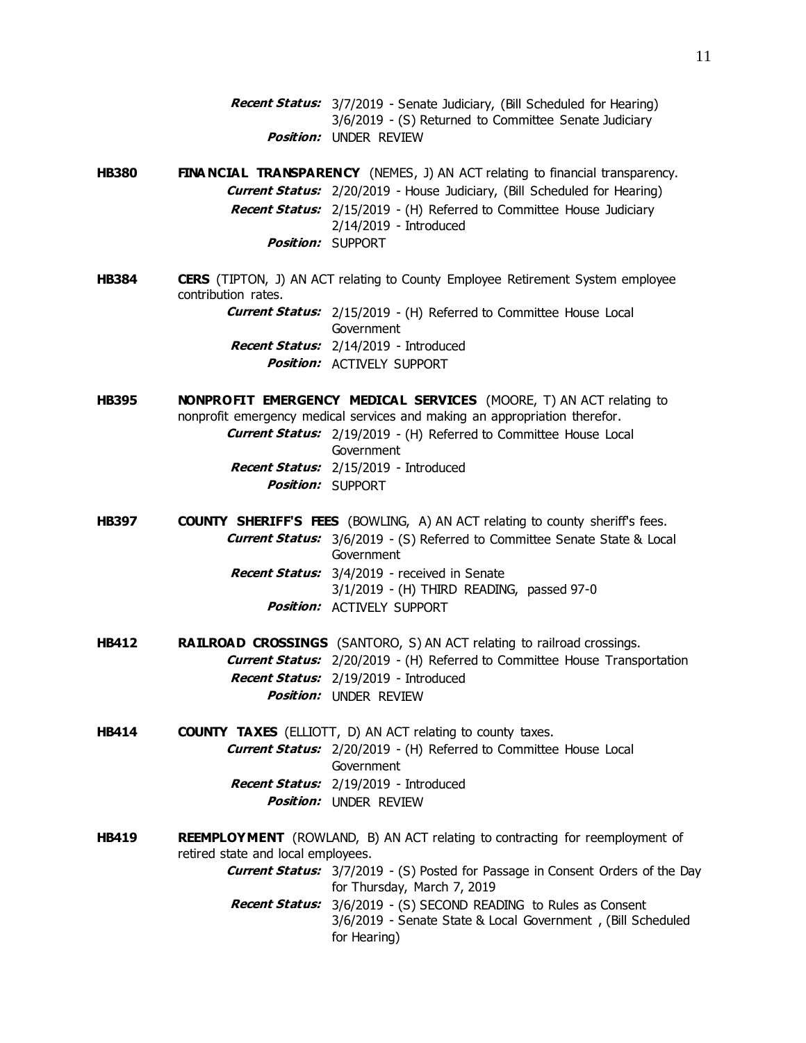***Recent Status:*** 3/7/2019 - Senate Judiciary, (Bill Scheduled for Hearing)
3/6/2019 - (S) Returned to Committee Senate Judiciary
***Position:*** UNDER REVIEW

**HB380** **FINANCIAL TRANSPARENCY** (NEMES, J) AN ACT relating to financial transparency.
***Current Status:*** 2/20/2019 - House Judiciary, (Bill Scheduled for Hearing)
***Recent Status:*** 2/15/2019 - (H) Referred to Committee House Judiciary
2/14/2019 - Introduced
***Position:*** SUPPORT

**HB384** **CERS** (TIPTON, J) AN ACT relating to County Employee Retirement System employee contribution rates.
***Current Status:*** 2/15/2019 - (H) Referred to Committee House Local Government
***Recent Status:*** 2/14/2019 - Introduced
***Position:*** ACTIVELY SUPPORT

**HB395** **NONPROFIT EMERGENCY MEDICAL SERVICES** (MOORE, T) AN ACT relating to nonprofit emergency medical services and making an appropriation therefor.
***Current Status:*** 2/19/2019 - (H) Referred to Committee House Local Government
***Recent Status:*** 2/15/2019 - Introduced
***Position:*** SUPPORT

**HB397** **COUNTY SHERIFF'S FEES** (BOWLING, A) AN ACT relating to county sheriff's fees.
***Current Status:*** 3/6/2019 - (S) Referred to Committee Senate State & Local Government
***Recent Status:*** 3/4/2019 - received in Senate
3/1/2019 - (H) THIRD READING, passed 97-0
***Position:*** ACTIVELY SUPPORT

**HB412** **RAILROAD CROSSINGS** (SANTORO, S) AN ACT relating to railroad crossings.
***Current Status:*** 2/20/2019 - (H) Referred to Committee House Transportation
***Recent Status:*** 2/19/2019 - Introduced
***Position:*** UNDER REVIEW

**HB414** **COUNTY TAXES** (ELLIOTT, D) AN ACT relating to county taxes.
***Current Status:*** 2/20/2019 - (H) Referred to Committee House Local Government
***Recent Status:*** 2/19/2019 - Introduced
***Position:*** UNDER REVIEW

**HB419** **REEMPLOYMENT** (ROWLAND, B) AN ACT relating to contracting for reemployment of retired state and local employees.
***Current Status:*** 3/7/2019 - (S) Posted for Passage in Consent Orders of the Day for Thursday, March 7, 2019
***Recent Status:*** 3/6/2019 - (S) SECOND READING to Rules as Consent
3/6/2019 - Senate State & Local Government , (Bill Scheduled for Hearing)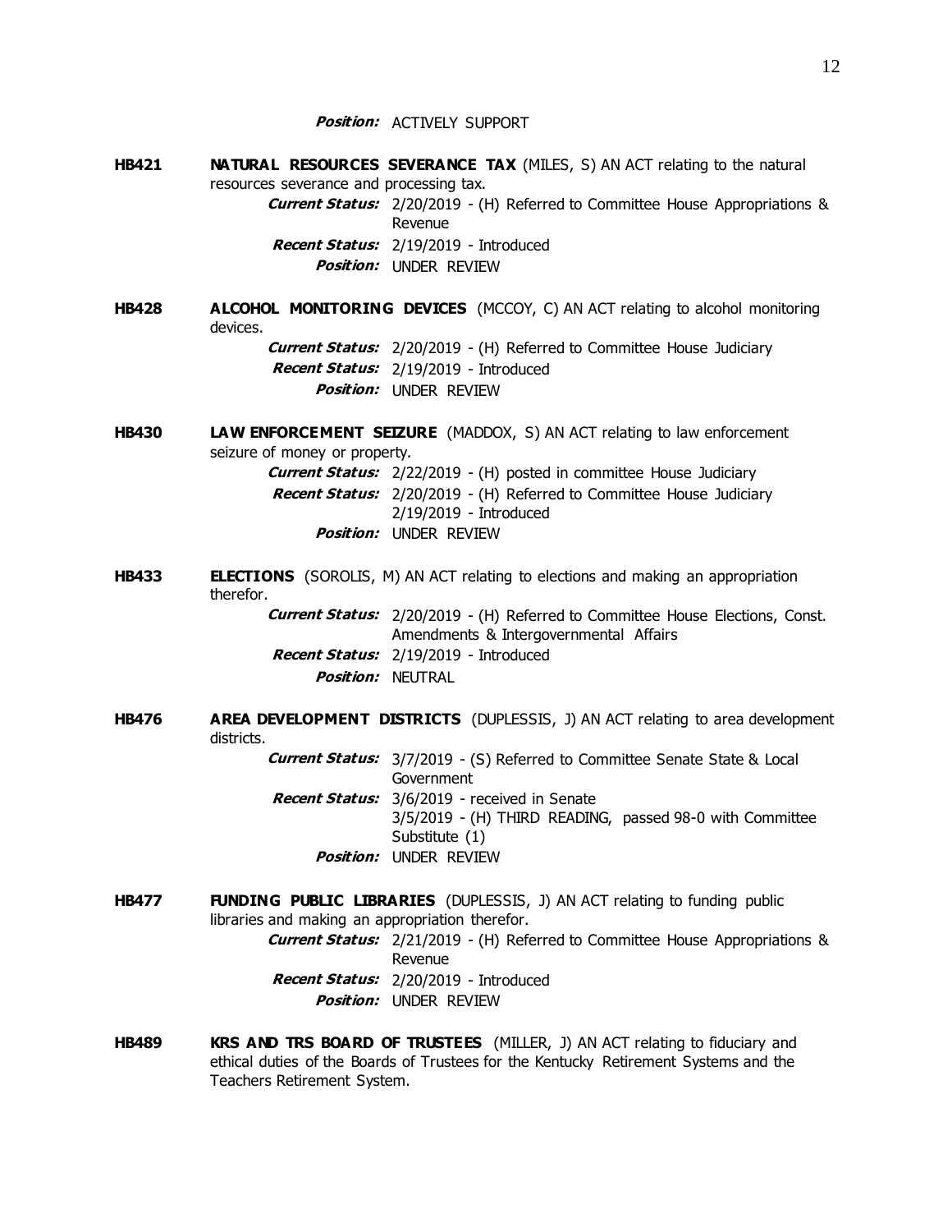***Position:*** ACTIVELY SUPPORT

**HB421** **NATURAL RESOURCES SEVERANCE TAX** (MILES, S) AN ACT relating to the natural resources severance and processing tax.

***Current Status:*** 2/20/2019 - (H) Referred to Committee House Appropriations & Revenue
***Recent Status:*** 2/19/2019 - Introduced
***Position:*** UNDER REVIEW

**HB428** **ALCOHOL MONITORING DEVICES** (MCCOY, C) AN ACT relating to alcohol monitoring devices.

***Current Status:*** 2/20/2019 - (H) Referred to Committee House Judiciary
***Recent Status:*** 2/19/2019 - Introduced
***Position:*** UNDER REVIEW

**HB430** **LAW ENFORCEMENT SEIZURE** (MADDOX, S) AN ACT relating to law enforcement seizure of money or property.

***Current Status:*** 2/22/2019 - (H) posted in committee House Judiciary
***Recent Status:*** 2/20/2019 - (H) Referred to Committee House Judiciary
2/19/2019 - Introduced
***Position:*** UNDER REVIEW

**HB433** **ELECTIONS** (SOROLIS, M) AN ACT relating to elections and making an appropriation therefor.

***Current Status:*** 2/20/2019 - (H) Referred to Committee House Elections, Const. Amendments & Intergovernmental Affairs
***Recent Status:*** 2/19/2019 - Introduced
***Position:*** NEUTRAL

**HB476** **AREA DEVELOPMENT DISTRICTS** (DUPLESSIS, J) AN ACT relating to area development districts.

***Current Status:*** 3/7/2019 - (S) Referred to Committee Senate State & Local Government
***Recent Status:*** 3/6/2019 - received in Senate
3/5/2019 - (H) THIRD READING, passed 98-0 with Committee Substitute (1)
***Position:*** UNDER REVIEW

**HB477** **FUNDING PUBLIC LIBRARIES** (DUPLESSIS, J) AN ACT relating to funding public libraries and making an appropriation therefor.

***Current Status:*** 2/21/2019 - (H) Referred to Committee House Appropriations & Revenue
***Recent Status:*** 2/20/2019 - Introduced
***Position:*** UNDER REVIEW

**HB489** **KRS AND TRS BOARD OF TRUSTEES** (MILLER, J) AN ACT relating to fiduciary and ethical duties of the Boards of Trustees for the Kentucky Retirement Systems and the Teachers Retirement System.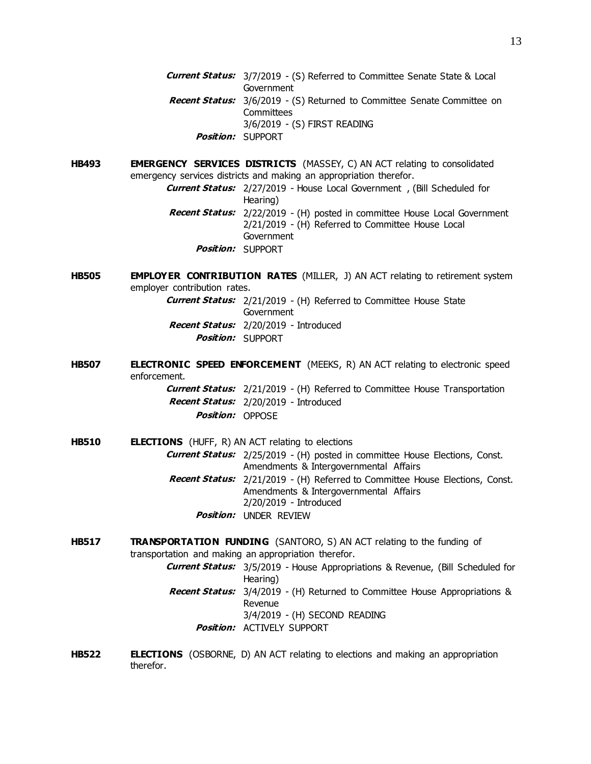***Current Status:*** 3/7/2019 - (S) Referred to Committee Senate State & Local Government
***Recent Status:*** 3/6/2019 - (S) Returned to Committee Senate Committee on Committees
3/6/2019 - (S) FIRST READING
***Position:*** SUPPORT

**HB493** **EMERGENCY SERVICES DISTRICTS** (MASSEY, C) AN ACT relating to consolidated emergency services districts and making an appropriation therefor.
***Current Status:*** 2/27/2019 - House Local Government , (Bill Scheduled for Hearing)
***Recent Status:*** 2/22/2019 - (H) posted in committee House Local Government
2/21/2019 - (H) Referred to Committee House Local Government
***Position:*** SUPPORT

**HB505** **EMPLOYER CONTRIBUTION RATES** (MILLER, J) AN ACT relating to retirement system employer contribution rates.
***Current Status:*** 2/21/2019 - (H) Referred to Committee House State Government
***Recent Status:*** 2/20/2019 - Introduced
***Position:*** SUPPORT

**HB507** **ELECTRONIC SPEED ENFORCEMENT** (MEEKS, R) AN ACT relating to electronic speed enforcement.
***Current Status:*** 2/21/2019 - (H) Referred to Committee House Transportation
***Recent Status:*** 2/20/2019 - Introduced
***Position:*** OPPOSE

**HB510** **ELECTIONS** (HUFF, R) AN ACT relating to elections
***Current Status:*** 2/25/2019 - (H) posted in committee House Elections, Const. Amendments & Intergovernmental Affairs
***Recent Status:*** 2/21/2019 - (H) Referred to Committee House Elections, Const. Amendments & Intergovernmental Affairs
2/20/2019 - Introduced
***Position:*** UNDER REVIEW

**HB517** **TRANSPORTATION FUNDING** (SANTORO, S) AN ACT relating to the funding of transportation and making an appropriation therefor.
***Current Status:*** 3/5/2019 - House Appropriations & Revenue, (Bill Scheduled for Hearing)
***Recent Status:*** 3/4/2019 - (H) Returned to Committee House Appropriations & Revenue
3/4/2019 - (H) SECOND READING
***Position:*** ACTIVELY SUPPORT

**HB522** **ELECTIONS** (OSBORNE, D) AN ACT relating to elections and making an appropriation therefor.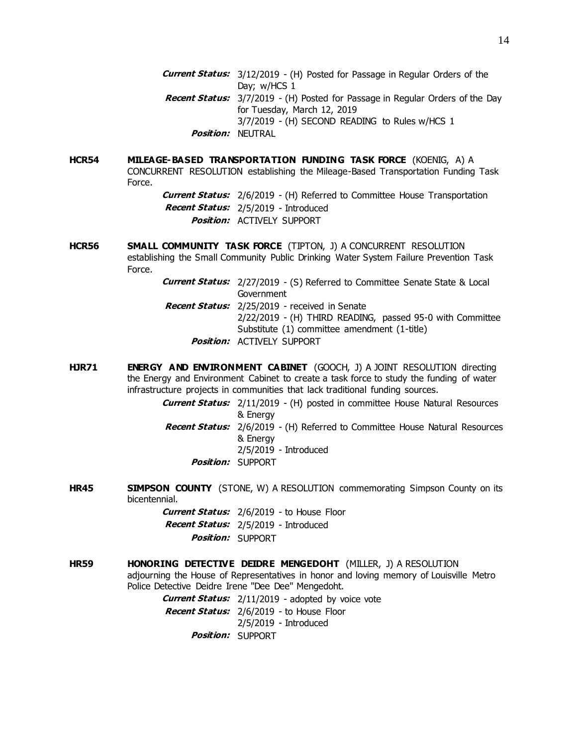***Current Status:*** 3/12/2019 - (H) Posted for Passage in Regular Orders of the Day; w/HCS 1
***Recent Status:*** 3/7/2019 - (H) Posted for Passage in Regular Orders of the Day for Tuesday, March 12, 2019
3/7/2019 - (H) SECOND READING to Rules w/HCS 1
***Position:*** NEUTRAL

**HCR54** **MILEAGE-BASED TRANSPORTATION FUNDING TASK FORCE** (KOENIG, A) A CONCURRENT RESOLUTION establishing the Mileage-Based Transportation Funding Task Force.

***Current Status:*** 2/6/2019 - (H) Referred to Committee House Transportation
***Recent Status:*** 2/5/2019 - Introduced
***Position:*** ACTIVELY SUPPORT

**HCR56** **SMALL COMMUNITY TASK FORCE** (TIPTON, J) A CONCURRENT RESOLUTION establishing the Small Community Public Drinking Water System Failure Prevention Task Force.

***Current Status:*** 2/27/2019 - (S) Referred to Committee Senate State & Local Government
***Recent Status:*** 2/25/2019 - received in Senate
2/22/2019 - (H) THIRD READING, passed 95-0 with Committee Substitute (1) committee amendment (1-title)
***Position:*** ACTIVELY SUPPORT

**HJR71** **ENERGY AND ENVIRONMENT CABINET** (GOOCH, J) A JOINT RESOLUTION directing the Energy and Environment Cabinet to create a task force to study the funding of water infrastructure projects in communities that lack traditional funding sources.

***Current Status:*** 2/11/2019 - (H) posted in committee House Natural Resources & Energy
***Recent Status:*** 2/6/2019 - (H) Referred to Committee House Natural Resources & Energy
2/5/2019 - Introduced
***Position:*** SUPPORT

**HR45** **SIMPSON COUNTY** (STONE, W) A RESOLUTION commemorating Simpson County on its bicentennial.

***Current Status:*** 2/6/2019 - to House Floor
***Recent Status:*** 2/5/2019 - Introduced
***Position:*** SUPPORT

**HR59** **HONORING DETECTIVE DEIDRE MENGEDOHT** (MILLER, J) A RESOLUTION adjourning the House of Representatives in honor and loving memory of Louisville Metro Police Detective Deidre Irene "Dee Dee" Mengedoht.

***Current Status:*** 2/11/2019 - adopted by voice vote
***Recent Status:*** 2/6/2019 - to House Floor
2/5/2019 - Introduced
***Position:*** SUPPORT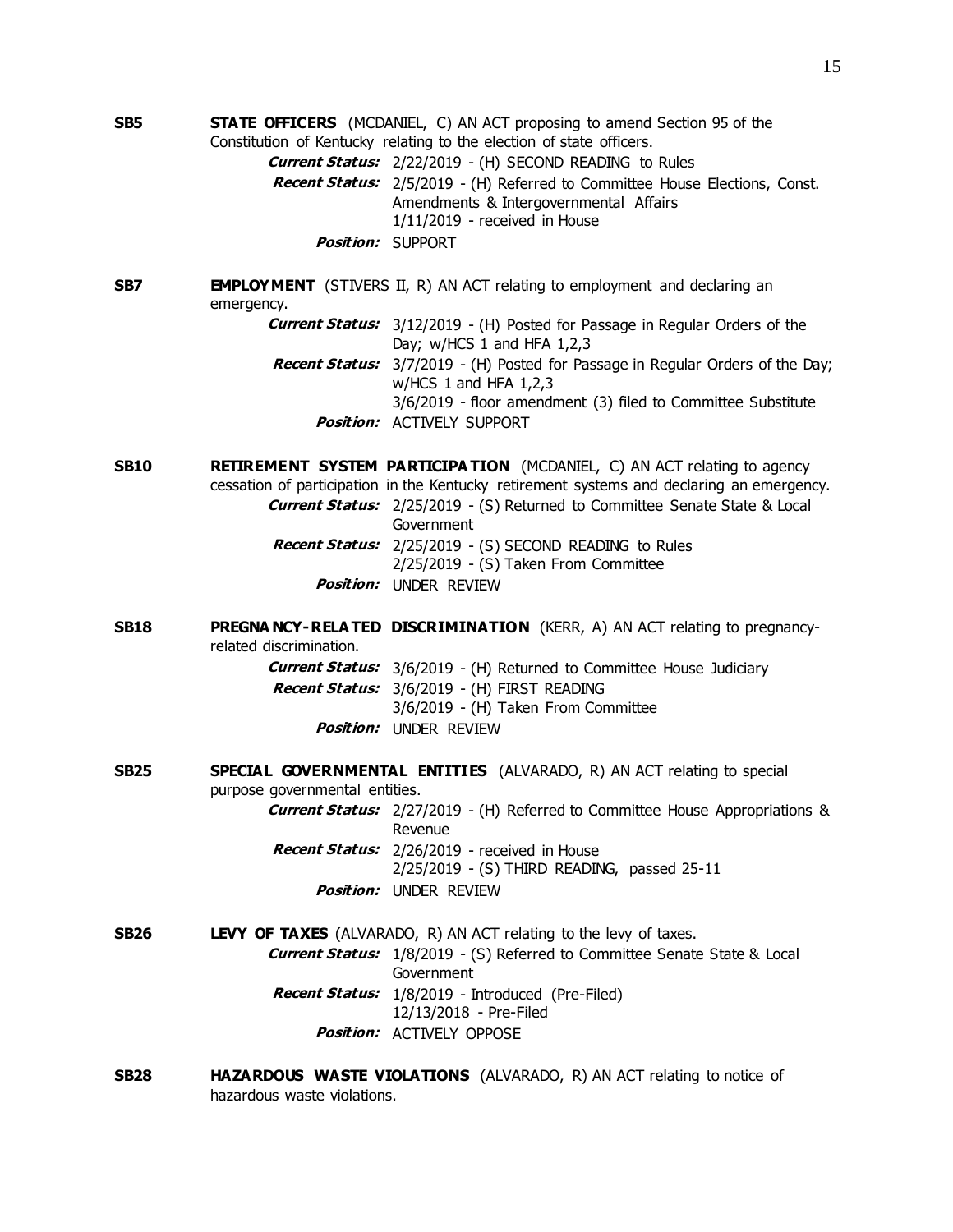**SB5** **STATE OFFICERS** (MCDANIEL, C) AN ACT proposing to amend Section 95 of the Constitution of Kentucky relating to the election of state officers.

***Current Status:*** 2/22/2019 - (H) SECOND READING to Rules

***Recent Status:*** 2/5/2019 - (H) Referred to Committee House Elections, Const. Amendments & Intergovernmental Affairs
1/11/2019 - received in House

***Position:*** SUPPORT

**SB7** **EMPLOYMENT** (STIVERS II, R) AN ACT relating to employment and declaring an emergency.

***Current Status:*** 3/12/2019 - (H) Posted for Passage in Regular Orders of the Day; w/HCS 1 and HFA 1,2,3

***Recent Status:*** 3/7/2019 - (H) Posted for Passage in Regular Orders of the Day; w/HCS 1 and HFA 1,2,3
3/6/2019 - floor amendment (3) filed to Committee Substitute

***Position:*** ACTIVELY SUPPORT

**SB10** **RETIREMENT SYSTEM PARTICIPATION** (MCDANIEL, C) AN ACT relating to agency cessation of participation in the Kentucky retirement systems and declaring an emergency.

***Current Status:*** 2/25/2019 - (S) Returned to Committee Senate State & Local Government

***Recent Status:*** 2/25/2019 - (S) SECOND READING to Rules
2/25/2019 - (S) Taken From Committee

***Position:*** UNDER REVIEW

**SB18** **PREGNANCY-RELATED DISCRIMINATION** (KERR, A) AN ACT relating to pregnancy-related discrimination.

***Current Status:*** 3/6/2019 - (H) Returned to Committee House Judiciary

***Recent Status:*** 3/6/2019 - (H) FIRST READING
3/6/2019 - (H) Taken From Committee

***Position:*** UNDER REVIEW

**SB25** **SPECIAL GOVERNMENTAL ENTITIES** (ALVARADO, R) AN ACT relating to special purpose governmental entities.

***Current Status:*** 2/27/2019 - (H) Referred to Committee House Appropriations & Revenue

***Recent Status:*** 2/26/2019 - received in House
2/25/2019 - (S) THIRD READING, passed 25-11

***Position:*** UNDER REVIEW

**SB26** **LEVY OF TAXES** (ALVARADO, R) AN ACT relating to the levy of taxes.

***Current Status:*** 1/8/2019 - (S) Referred to Committee Senate State & Local Government

***Recent Status:*** 1/8/2019 - Introduced (Pre-Filed)
12/13/2018 - Pre-Filed

***Position:*** ACTIVELY OPPOSE

**SB28** **HAZARDOUS WASTE VIOLATIONS** (ALVARADO, R) AN ACT relating to notice of hazardous waste violations.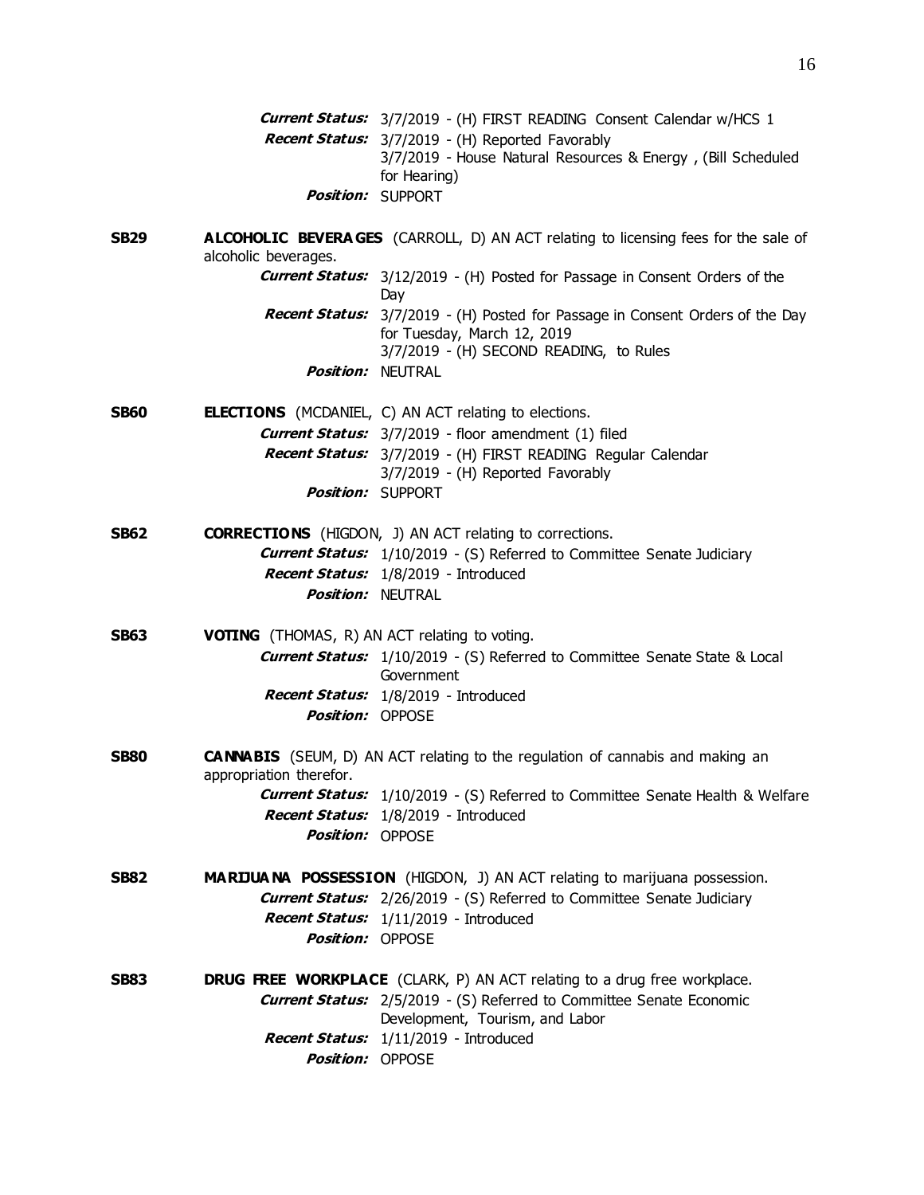*Current Status:* 3/7/2019 - (H) FIRST READING Consent Calendar w/HCS 1
*Recent Status:* 3/7/2019 - (H) Reported Favorably
3/7/2019 - House Natural Resources & Energy , (Bill Scheduled for Hearing)
*Position:* SUPPORT

**SB29** **ALCOHOLIC BEVERAGES** (CARROLL, D) AN ACT relating to licensing fees for the sale of alcoholic beverages.
*Current Status:* 3/12/2019 - (H) Posted for Passage in Consent Orders of the Day
*Recent Status:* 3/7/2019 - (H) Posted for Passage in Consent Orders of the Day for Tuesday, March 12, 2019
3/7/2019 - (H) SECOND READING, to Rules
*Position:* NEUTRAL

**SB60** **ELECTIONS** (MCDANIEL, C) AN ACT relating to elections.
*Current Status:* 3/7/2019 - floor amendment (1) filed
*Recent Status:* 3/7/2019 - (H) FIRST READING Regular Calendar
3/7/2019 - (H) Reported Favorably
*Position:* SUPPORT

**SB62** **CORRECTIONS** (HIGDON, J) AN ACT relating to corrections.
*Current Status:* 1/10/2019 - (S) Referred to Committee Senate Judiciary
*Recent Status:* 1/8/2019 - Introduced
*Position:* NEUTRAL

**SB63** **VOTING** (THOMAS, R) AN ACT relating to voting.
*Current Status:* 1/10/2019 - (S) Referred to Committee Senate State & Local Government
*Recent Status:* 1/8/2019 - Introduced
*Position:* OPPOSE

**SB80** **CANNABIS** (SEUM, D) AN ACT relating to the regulation of cannabis and making an appropriation therefor.
*Current Status:* 1/10/2019 - (S) Referred to Committee Senate Health & Welfare
*Recent Status:* 1/8/2019 - Introduced
*Position:* OPPOSE

**SB82** **MARIJUANA POSSESSION** (HIGDON, J) AN ACT relating to marijuana possession.
*Current Status:* 2/26/2019 - (S) Referred to Committee Senate Judiciary
*Recent Status:* 1/11/2019 - Introduced
*Position:* OPPOSE

**SB83** **DRUG FREE WORKPLACE** (CLARK, P) AN ACT relating to a drug free workplace.
*Current Status:* 2/5/2019 - (S) Referred to Committee Senate Economic Development, Tourism, and Labor
*Recent Status:* 1/11/2019 - Introduced
*Position:* OPPOSE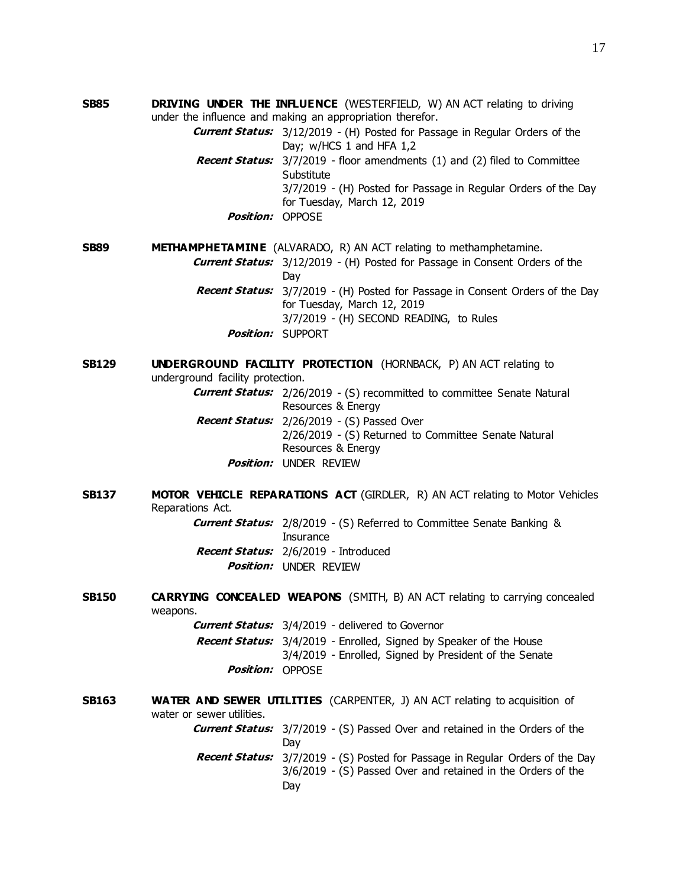**SB85** **DRIVING UNDER THE INFLUENCE** (WESTERFIELD, W) AN ACT relating to driving under the influence and making an appropriation therefor.

***Current Status:*** 3/12/2019 - (H) Posted for Passage in Regular Orders of the Day; w/HCS 1 and HFA 1,2

***Recent Status:*** 3/7/2019 - floor amendments (1) and (2) filed to Committee Substitute
3/7/2019 - (H) Posted for Passage in Regular Orders of the Day for Tuesday, March 12, 2019

***Position:*** OPPOSE

**SB89** **METHAMPHETAMINE** (ALVARADO, R) AN ACT relating to methamphetamine.

***Current Status:*** 3/12/2019 - (H) Posted for Passage in Consent Orders of the Day

***Recent Status:*** 3/7/2019 - (H) Posted for Passage in Consent Orders of the Day for Tuesday, March 12, 2019
3/7/2019 - (H) SECOND READING, to Rules

***Position:*** SUPPORT

**SB129** **UNDERGROUND FACILITY PROTECTION** (HORNBACK, P) AN ACT relating to underground facility protection.

***Current Status:*** 2/26/2019 - (S) recommitted to committee Senate Natural Resources & Energy

***Recent Status:*** 2/26/2019 - (S) Passed Over
2/26/2019 - (S) Returned to Committee Senate Natural Resources & Energy

***Position:*** UNDER REVIEW

**SB137** **MOTOR VEHICLE REPARATIONS ACT** (GIRDLER, R) AN ACT relating to Motor Vehicles Reparations Act.

***Current Status:*** 2/8/2019 - (S) Referred to Committee Senate Banking & Insurance

***Recent Status:*** 2/6/2019 - Introduced

***Position:*** UNDER REVIEW

**SB150** **CARRYING CONCEALED WEAPONS** (SMITH, B) AN ACT relating to carrying concealed weapons.

***Current Status:*** 3/4/2019 - delivered to Governor

***Recent Status:*** 3/4/2019 - Enrolled, Signed by Speaker of the House
3/4/2019 - Enrolled, Signed by President of the Senate

***Position:*** OPPOSE

**SB163** **WATER AND SEWER UTILITIES** (CARPENTER, J) AN ACT relating to acquisition of water or sewer utilities.

***Current Status:*** 3/7/2019 - (S) Passed Over and retained in the Orders of the Day

***Recent Status:*** 3/7/2019 - (S) Posted for Passage in Regular Orders of the Day
3/6/2019 - (S) Passed Over and retained in the Orders of the Day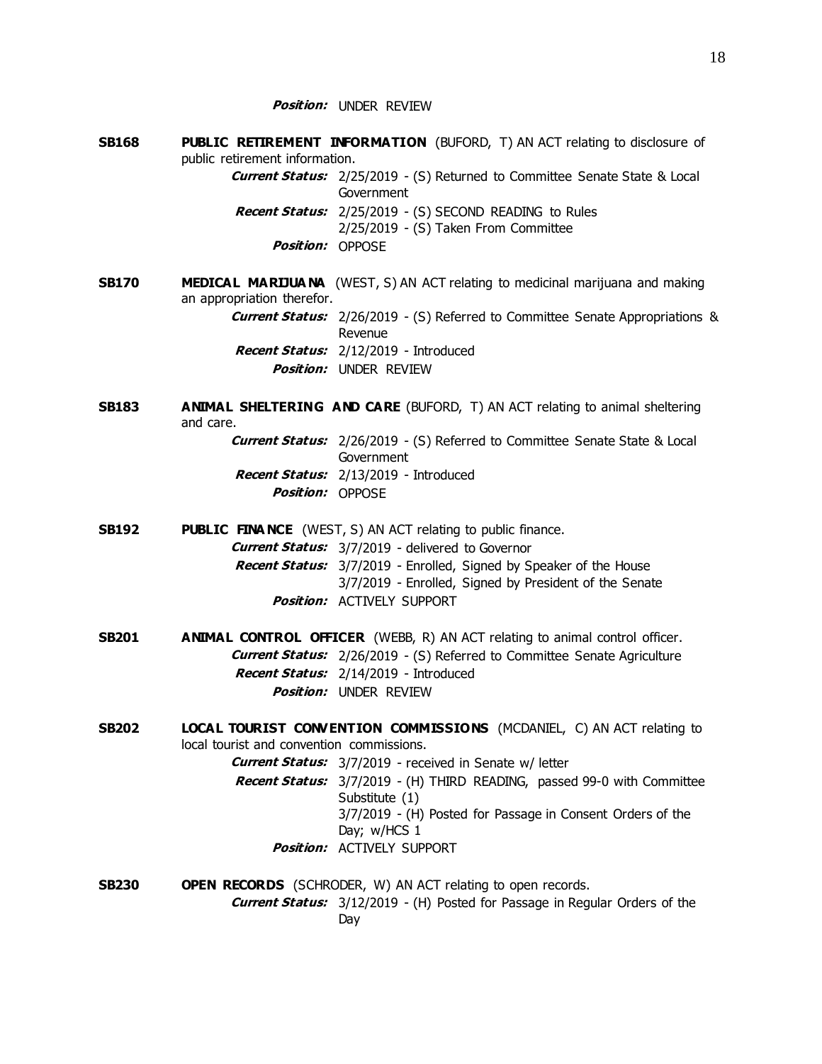***Position:*** UNDER REVIEW

**SB168** **PUBLIC RETIREMENT INFORMATION** (BUFORD, T) AN ACT relating to disclosure of public retirement information.

***Current Status:*** 2/25/2019 - (S) Returned to Committee Senate State & Local Government

***Recent Status:*** 2/25/2019 - (S) SECOND READING to Rules
2/25/2019 - (S) Taken From Committee

***Position:*** OPPOSE

**SB170** **MEDICAL MARIJUANA** (WEST, S) AN ACT relating to medicinal marijuana and making an appropriation therefor.

***Current Status:*** 2/26/2019 - (S) Referred to Committee Senate Appropriations & Revenue

***Recent Status:*** 2/12/2019 - Introduced

***Position:*** UNDER REVIEW

**SB183** **ANIMAL SHELTERING AND CARE** (BUFORD, T) AN ACT relating to animal sheltering and care.

***Current Status:*** 2/26/2019 - (S) Referred to Committee Senate State & Local Government

***Recent Status:*** 2/13/2019 - Introduced

***Position:*** OPPOSE

**SB192** **PUBLIC FINANCE** (WEST, S) AN ACT relating to public finance.

***Current Status:*** 3/7/2019 - delivered to Governor

***Recent Status:*** 3/7/2019 - Enrolled, Signed by Speaker of the House
3/7/2019 - Enrolled, Signed by President of the Senate

***Position:*** ACTIVELY SUPPORT

**SB201** **ANIMAL CONTROL OFFICER** (WEBB, R) AN ACT relating to animal control officer.

***Current Status:*** 2/26/2019 - (S) Referred to Committee Senate Agriculture

***Recent Status:*** 2/14/2019 - Introduced

***Position:*** UNDER REVIEW

**SB202** **LOCAL TOURIST CONVENTION COMMISSIONS** (MCDANIEL, C) AN ACT relating to local tourist and convention commissions.

***Current Status:*** 3/7/2019 - received in Senate w/ letter

***Recent Status:*** 3/7/2019 - (H) THIRD READING, passed 99-0 with Committee Substitute (1)
3/7/2019 - (H) Posted for Passage in Consent Orders of the Day; w/HCS 1

***Position:*** ACTIVELY SUPPORT

**SB230** **OPEN RECORDS** (SCHRODER, W) AN ACT relating to open records.

***Current Status:*** 3/12/2019 - (H) Posted for Passage in Regular Orders of the Day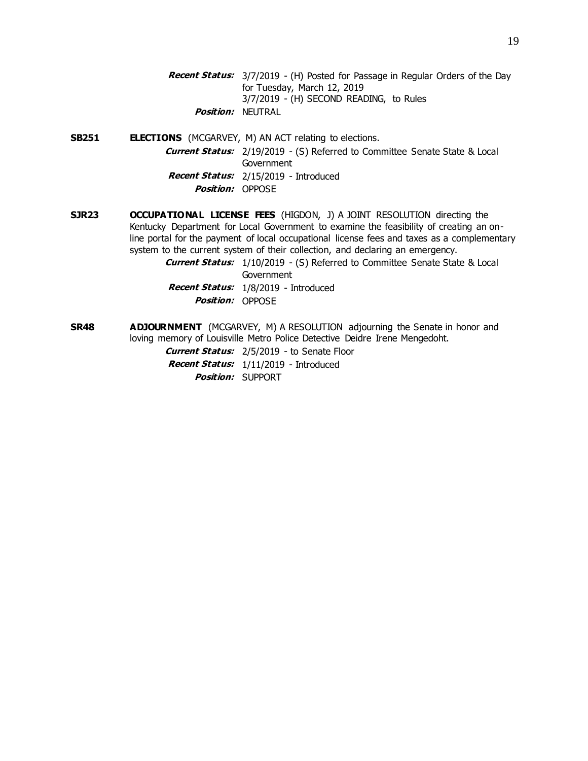***Recent Status:*** 3/7/2019 - (H) Posted for Passage in Regular Orders of the Day for Tuesday, March 12, 2019
3/7/2019 - (H) SECOND READING, to Rules
***Position:*** NEUTRAL

**SB251** **ELECTIONS** (MCGARVEY, M) AN ACT relating to elections.

***Current Status:*** 2/19/2019 - (S) Referred to Committee Senate State & Local Government
***Recent Status:*** 2/15/2019 - Introduced
***Position:*** OPPOSE

**SJR23** **OCCUPATIONAL LICENSE FEES** (HIGDON, J) A JOINT RESOLUTION directing the Kentucky Department for Local Government to examine the feasibility of creating an on-line portal for the payment of local occupational license fees and taxes as a complementary system to the current system of their collection, and declaring an emergency.

***Current Status:*** 1/10/2019 - (S) Referred to Committee Senate State & Local Government
***Recent Status:*** 1/8/2019 - Introduced
***Position:*** OPPOSE

**SR48** **ADJOURNMENT** (MCGARVEY, M) A RESOLUTION adjourning the Senate in honor and loving memory of Louisville Metro Police Detective Deidre Irene Mengedoht.

***Current Status:*** 2/5/2019 - to Senate Floor
***Recent Status:*** 1/11/2019 - Introduced
***Position:*** SUPPORT